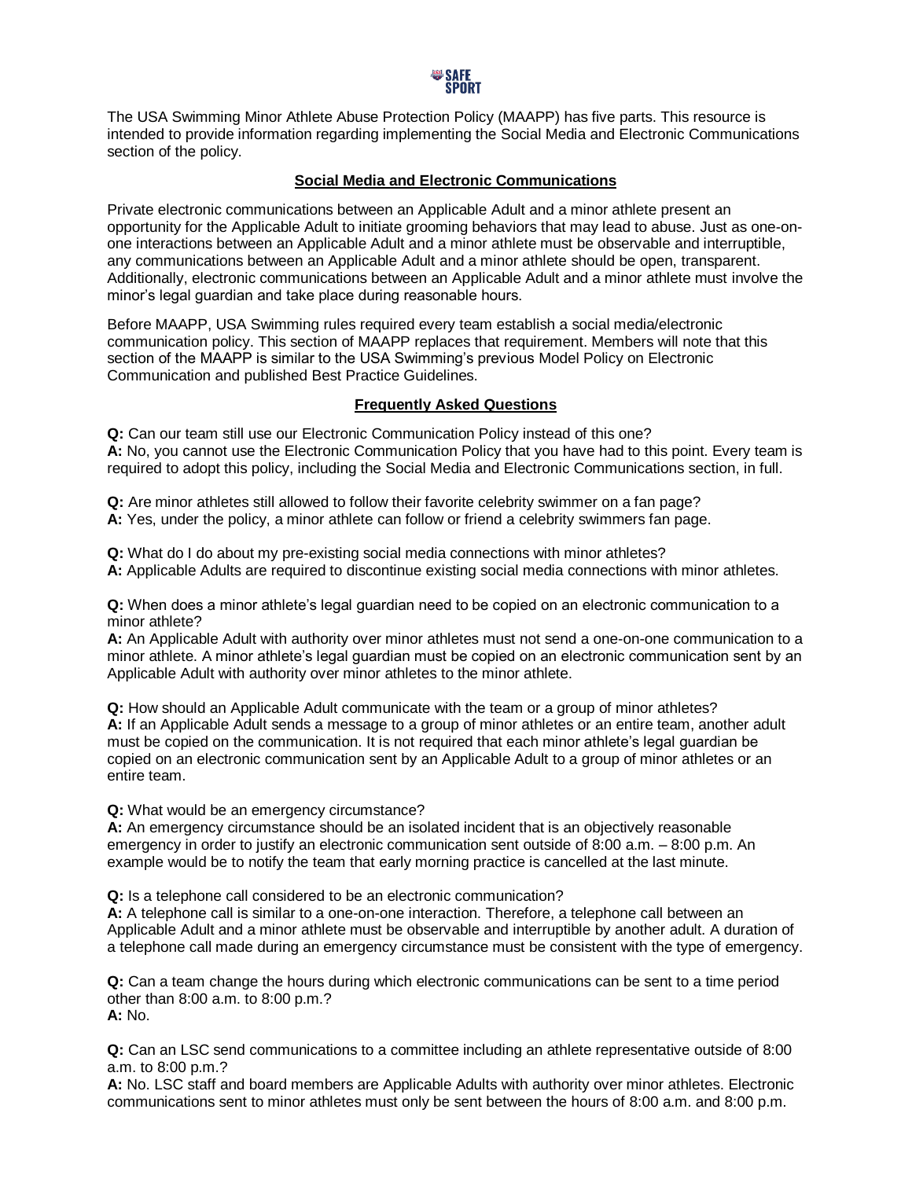The USA Swimming Minor Athlete Abuse Protection Policy (MAAPP) has five parts. This resource is intended to provide information regarding implementing the Social Media and Electronic Communications section of the policy.

## Social Media and Electronic Communications

Private electronic communications between an Applicable Adult and a minor athlete present an opportunity for the Applicable Adult to initiate grooming behaviors that may lead to abuse. Just as one-on-one interactions between an Applicable Adult and a minor athlete must be observable and interruptible, any communications between an Applicable Adult and a minor athlete should be open, transparent. Additionally, electronic communications between an Applicable Adult and a minor athlete must involve the minor's legal guardian and take place during reasonable hours.

Before MAAPP, USA Swimming rules required every team establish a social media/electronic communication policy. This section of MAAPP replaces that requirement. Members will note that this section of the MAAPP is similar to the USA Swimming's previous Model Policy on Electronic Communication and published Best Practice Guidelines.

## Frequently Asked Questions

**Q:** Can our team still use our Electronic Communication Policy instead of this one?
**A:** No, you cannot use the Electronic Communication Policy that you have had to this point. Every team is required to adopt this policy, including the Social Media and Electronic Communications section, in full.

**Q:** Are minor athletes still allowed to follow their favorite celebrity swimmer on a fan page?
**A:** Yes, under the policy, a minor athlete can follow or friend a celebrity swimmers fan page.

**Q:** What do I do about my pre-existing social media connections with minor athletes?
**A:** Applicable Adults are required to discontinue existing social media connections with minor athletes.

**Q:** When does a minor athlete's legal guardian need to be copied on an electronic communication to a minor athlete?
**A:** An Applicable Adult with authority over minor athletes must not send a one-on-one communication to a minor athlete. A minor athlete's legal guardian must be copied on an electronic communication sent by an Applicable Adult with authority over minor athletes to the minor athlete.

**Q:** How should an Applicable Adult communicate with the team or a group of minor athletes?
**A:** If an Applicable Adult sends a message to a group of minor athletes or an entire team, another adult must be copied on the communication. It is not required that each minor athlete's legal guardian be copied on an electronic communication sent by an Applicable Adult to a group of minor athletes or an entire team.

**Q:** What would be an emergency circumstance?
**A:** An emergency circumstance should be an isolated incident that is an objectively reasonable emergency in order to justify an electronic communication sent outside of 8:00 a.m. – 8:00 p.m. An example would be to notify the team that early morning practice is cancelled at the last minute.

**Q:** Is a telephone call considered to be an electronic communication?
**A:** A telephone call is similar to a one-on-one interaction. Therefore, a telephone call between an Applicable Adult and a minor athlete must be observable and interruptible by another adult. A duration of a telephone call made during an emergency circumstance must be consistent with the type of emergency.

**Q:** Can a team change the hours during which electronic communications can be sent to a time period other than 8:00 a.m. to 8:00 p.m.?
**A:** No.

**Q:** Can an LSC send communications to a committee including an athlete representative outside of 8:00 a.m. to 8:00 p.m.?
**A:** No. LSC staff and board members are Applicable Adults with authority over minor athletes. Electronic communications sent to minor athletes must only be sent between the hours of 8:00 a.m. and 8:00 p.m.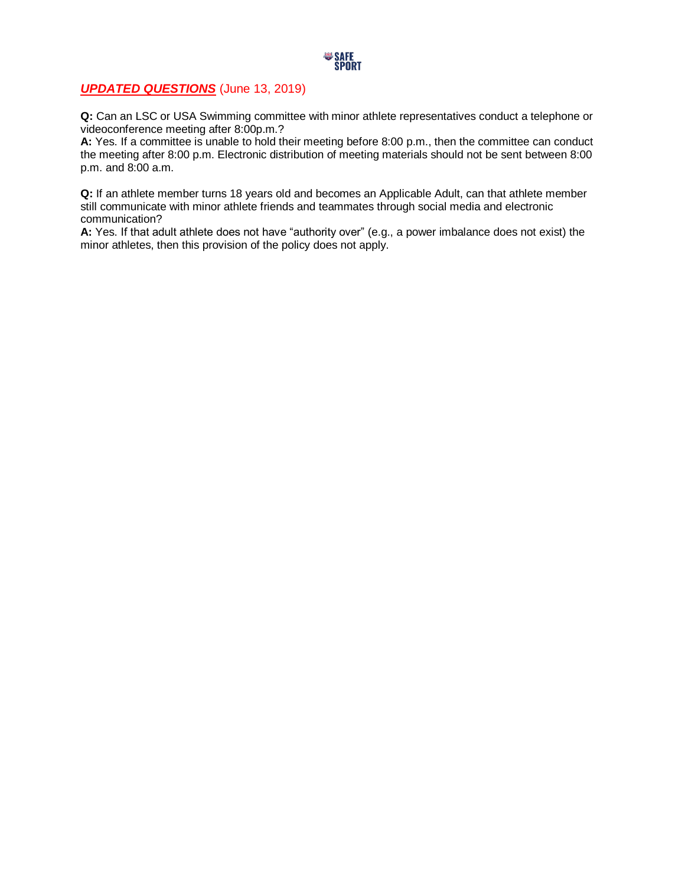***UPDATED QUESTIONS*** (June 13, 2019)

**Q:** Can an LSC or USA Swimming committee with minor athlete representatives conduct a telephone or videoconference meeting after 8:00p.m.?
**A:** Yes. If a committee is unable to hold their meeting before 8:00 p.m., then the committee can conduct the meeting after 8:00 p.m. Electronic distribution of meeting materials should not be sent between 8:00 p.m. and 8:00 a.m.

**Q:** If an athlete member turns 18 years old and becomes an Applicable Adult, can that athlete member still communicate with minor athlete friends and teammates through social media and electronic communication?
**A:** Yes. If that adult athlete does not have "authority over" (e.g., a power imbalance does not exist) the minor athletes, then this provision of the policy does not apply.